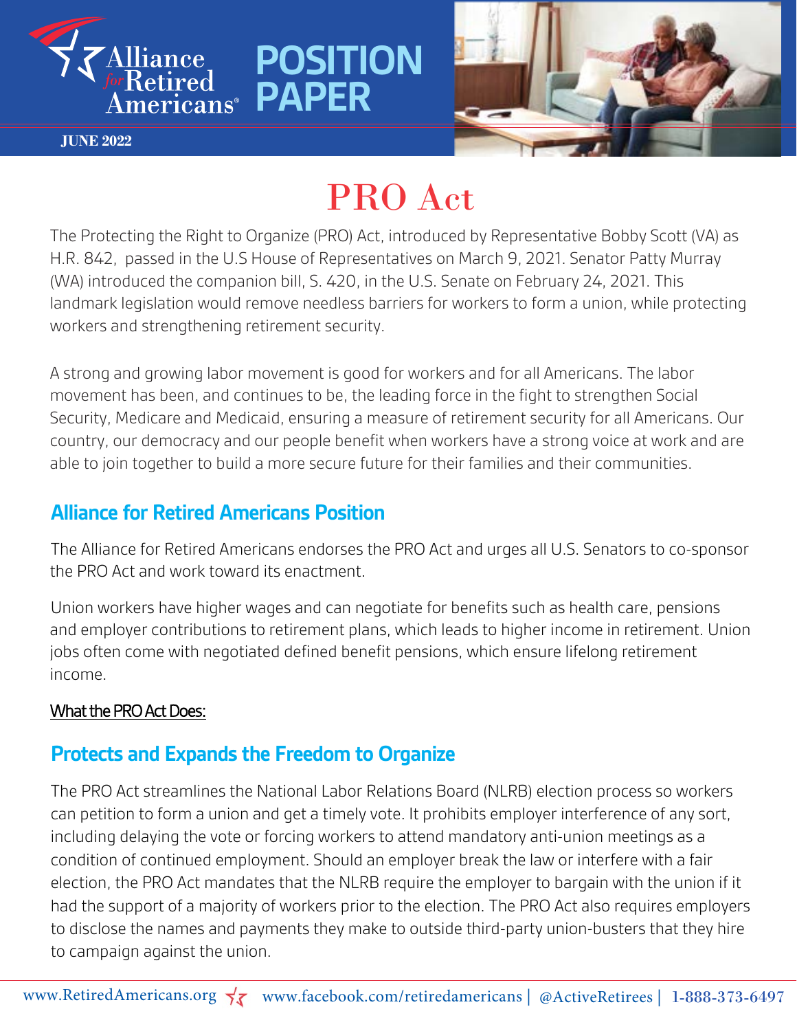Alliance for Retired Americans

# POSITION PAPER

JUNE 2022

# PRO Act

The Protecting the Right to Organize (PRO) Act, introduced by Representative Bobby Scott (VA) as H.R. 842, passed in the U.S House of Representatives on March 9, 2021. Senator Patty Murray (WA) introduced the companion bill, S. 420, in the U.S. Senate on February 24, 2021. This landmark legislation would remove needless barriers for workers to form a union, while protecting workers and strengthening retirement security.

A strong and growing labor movement is good for workers and for all Americans. The labor movement has been, and continues to be, the leading force in the fight to strengthen Social Security, Medicare and Medicaid, ensuring a measure of retirement security for all Americans. Our country, our democracy and our people benefit when workers have a strong voice at work and are able to join together to build a more secure future for their families and their communities.

## Alliance for Retired Americans Position

The Alliance for Retired Americans endorses the PRO Act and urges all U.S. Senators to co-sponsor the PRO Act and work toward its enactment.

Union workers have higher wages and can negotiate for benefits such as health care, pensions and employer contributions to retirement plans, which leads to higher income in retirement. Union jobs often come with negotiated defined benefit pensions, which ensure lifelong retirement income.

<u>What the PRO Act Does:</u>

## Protects and Expands the Freedom to Organize

The PRO Act streamlines the National Labor Relations Board (NLRB) election process so workers can petition to form a union and get a timely vote. It prohibits employer interference of any sort, including delaying the vote or forcing workers to attend mandatory anti-union meetings as a condition of continued employment. Should an employer break the law or interfere with a fair election, the PRO Act mandates that the NLRB require the employer to bargain with the union if it had the support of a majority of workers prior to the election. The PRO Act also requires employers to disclose the names and payments they make to outside third-party union-busters that they hire to campaign against the union.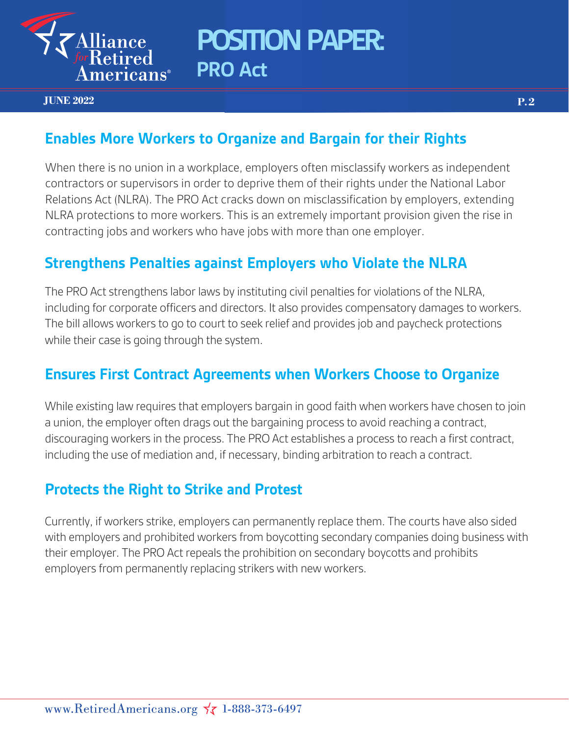## Enables More Workers to Organize and Bargain for their Rights

When there is no union in a workplace, employers often misclassify workers as independent contractors or supervisors in order to deprive them of their rights under the National Labor Relations Act (NLRA). The PRO Act cracks down on misclassification by employers, extending NLRA protections to more workers. This is an extremely important provision given the rise in contracting jobs and workers who have jobs with more than one employer.

## Strengthens Penalties against Employers who Violate the NLRA

The PRO Act strengthens labor laws by instituting civil penalties for violations of the NLRA, including for corporate officers and directors. It also provides compensatory damages to workers. The bill allows workers to go to court to seek relief and provides job and paycheck protections while their case is going through the system.

## Ensures First Contract Agreements when Workers Choose to Organize

While existing law requires that employers bargain in good faith when workers have chosen to join a union, the employer often drags out the bargaining process to avoid reaching a contract, discouraging workers in the process. The PRO Act establishes a process to reach a first contract, including the use of mediation and, if necessary, binding arbitration to reach a contract.

## Protects the Right to Strike and Protest

Currently, if workers strike, employers can permanently replace them. The courts have also sided with employers and prohibited workers from boycotting secondary companies doing business with their employer. The PRO Act repeals the prohibition on secondary boycotts and prohibits employers from permanently replacing strikers with new workers.